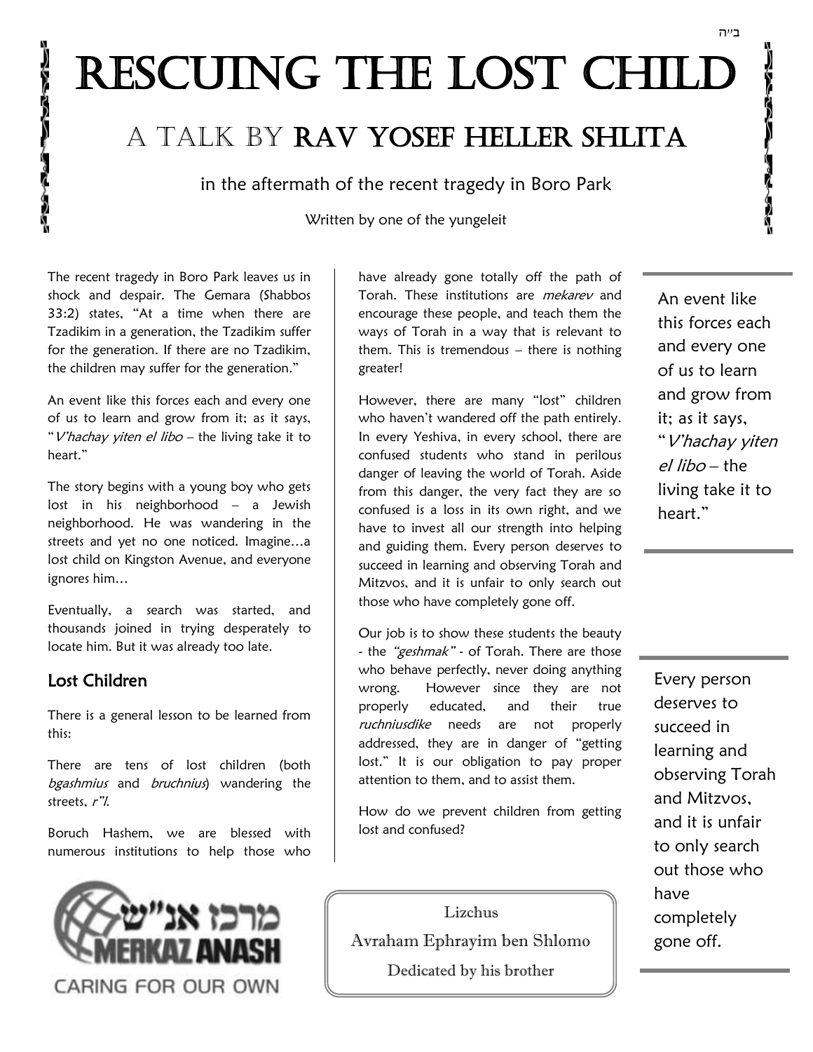ב"ה

# Rescuing the Lost Child

## A talk by Rav Yosef Heller Shlita

in the aftermath of the recent tragedy in Boro Park

Written by one of the yungeleit

The recent tragedy in Boro Park leaves us in shock and despair. The Gemara (Shabbos 33:2) states, "At a time when there are Tzadikim in a generation, the Tzadikim suffer for the generation. If there are no Tzadikim, the children may suffer for the generation."

An event like this forces each and every one of us to learn and grow from it; as it says, "*V'hachay yiten el libo* – the living take it to heart."

The story begins with a young boy who gets lost in his neighborhood – a Jewish neighborhood. He was wandering in the streets and yet no one noticed. Imagine…a lost child on Kingston Avenue, and everyone ignores him…

Eventually, a search was started, and thousands joined in trying desperately to locate him. But it was already too late.

### Lost Children

There is a general lesson to be learned from this:

There are tens of lost children (both *bgashmius* and *bruchnius*) wandering the streets, *r"l*.

Boruch Hashem, we are blessed with numerous institutions to help those who have already gone totally off the path of Torah. These institutions are *mekarev* and encourage these people, and teach them the ways of Torah in a way that is relevant to them. This is tremendous – there is nothing greater!

However, there are many "lost" children who haven't wandered off the path entirely. In every Yeshiva, in every school, there are confused students who stand in perilous danger of leaving the world of Torah. Aside from this danger, the very fact they are so confused is a loss in its own right, and we have to invest all our strength into helping and guiding them. Every person deserves to succeed in learning and observing Torah and Mitzvos, and it is unfair to only search out those who have completely gone off.

Our job is to show these students the beauty - the *"geshmak"* - of Torah. There are those who behave perfectly, never doing anything wrong. However since they are not properly educated, and their true *ruchniusdike* needs are not properly addressed, they are in danger of "getting lost." It is our obligation to pay proper attention to them, and to assist them.

How do we prevent children from getting lost and confused?

> An event like this forces each and every one of us to learn and grow from it; as it says, "*V'hachay yiten el libo* – the living take it to heart."

> Every person deserves to succeed in learning and observing Torah and Mitzvos, and it is unfair to only search out those who have completely gone off.

מרכז אנ"ש
MERKAZ ANASH
CARING FOR OUR OWN

Lizchus
Avraham Ephrayim ben Shlomo
Dedicated by his brother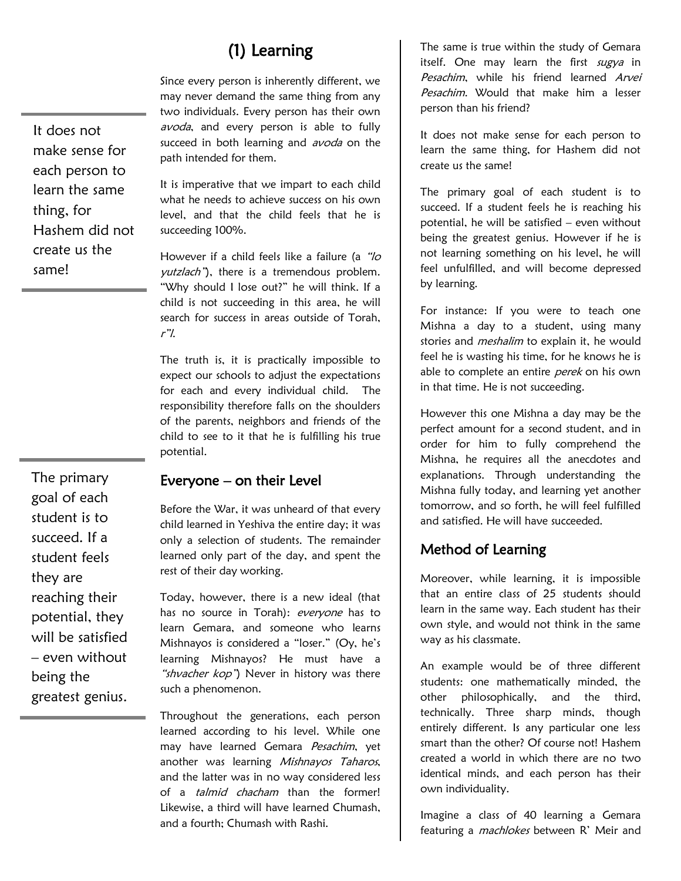## (1) Learning

Since every person is inherently different, we may never demand the same thing from any two individuals. Every person has their own *avoda*, and every person is able to fully succeed in both learning and *avoda* on the path intended for them.

> It does not make sense for each person to learn the same thing, for Hashem did not create us the same!

It is imperative that we impart to each child what he needs to achieve success on his own level, and that the child feels that he is succeeding 100%.

However if a child feels like a failure (a *"lo yutzlach"*), there is a tremendous problem. "Why should I lose out?" he will think. If a child is not succeeding in this area, he will search for success in areas outside of Torah, *r"l*.

The truth is, it is practically impossible to expect our schools to adjust the expectations for each and every individual child. The responsibility therefore falls on the shoulders of the parents, neighbors and friends of the child to see to it that he is fulfilling his true potential.

> The primary goal of each student is to succeed. If a student feels they are reaching their potential, they will be satisfied – even without being the greatest genius.

### Everyone – on their Level

Before the War, it was unheard of that every child learned in Yeshiva the entire day; it was only a selection of students. The remainder learned only part of the day, and spent the rest of their day working.

Today, however, there is a new ideal (that has no source in Torah): *everyone* has to learn Gemara, and someone who learns Mishnayos is considered a "loser." (Oy, he's learning Mishnayos? He must have a *"shvacher kop"*) Never in history was there such a phenomenon.

Throughout the generations, each person learned according to his level. While one may have learned Gemara *Pesachim*, yet another was learning *Mishnayos Taharos*, and the latter was in no way considered less of a *talmid chacham* than the former! Likewise, a third will have learned Chumash, and a fourth; Chumash with Rashi.

The same is true within the study of Gemara itself. One may learn the first *sugya* in *Pesachim*, while his friend learned *Arvei Pesachim*. Would that make him a lesser person than his friend?

It does not make sense for each person to learn the same thing, for Hashem did not create us the same!

The primary goal of each student is to succeed. If a student feels he is reaching his potential, he will be satisfied – even without being the greatest genius. However if he is not learning something on his level, he will feel unfulfilled, and will become depressed by learning.

For instance: If you were to teach one Mishna a day to a student, using many stories and *meshalim* to explain it, he would feel he is wasting his time, for he knows he is able to complete an entire *perek* on his own in that time. He is not succeeding.

However this one Mishna a day may be the perfect amount for a second student, and in order for him to fully comprehend the Mishna, he requires all the anecdotes and explanations. Through understanding the Mishna fully today, and learning yet another tomorrow, and so forth, he will feel fulfilled and satisfied. He will have succeeded.

### Method of Learning

Moreover, while learning, it is impossible that an entire class of 25 students should learn in the same way. Each student has their own style, and would not think in the same way as his classmate.

An example would be of three different students: one mathematically minded, the other philosophically, and the third, technically. Three sharp minds, though entirely different. Is any particular one less smart than the other? Of course not! Hashem created a world in which there are no two identical minds, and each person has their own individuality.

Imagine a class of 40 learning a Gemara featuring a *machlokes* between R' Meir and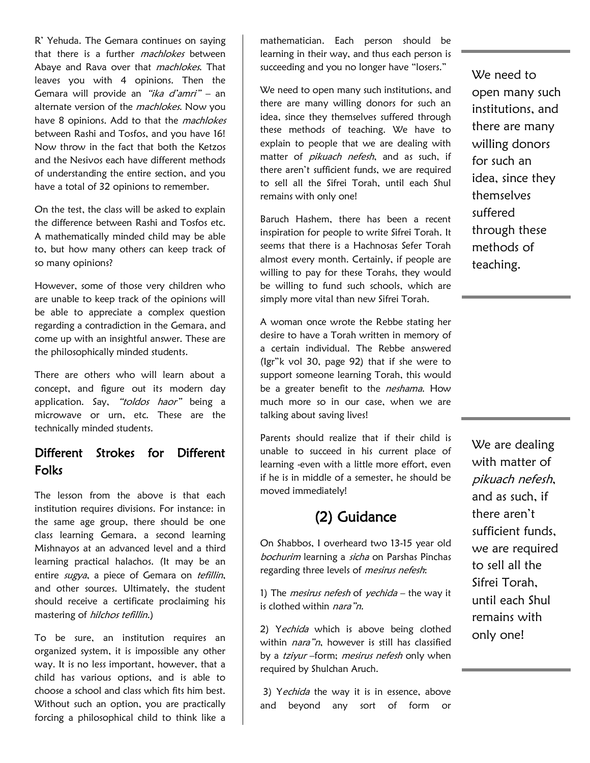R' Yehuda. The Gemara continues on saying that there is a further *machlokes* between Abaye and Rava over that *machlokes*. That leaves you with 4 opinions. Then the Gemara will provide an *"ika d'amri"* – an alternate version of the *machlokes*. Now you have 8 opinions. Add to that the *machlokes* between Rashi and Tosfos, and you have 16! Now throw in the fact that both the Ketzos and the Nesivos each have different methods of understanding the entire section, and you have a total of 32 opinions to remember.

On the test, the class will be asked to explain the difference between Rashi and Tosfos etc. A mathematically minded child may be able to, but how many others can keep track of so many opinions?

However, some of those very children who are unable to keep track of the opinions will be able to appreciate a complex question regarding a contradiction in the Gemara, and come up with an insightful answer. These are the philosophically minded students.

There are others who will learn about a concept, and figure out its modern day application. Say, *"toldos haor"* being a microwave or urn, etc. These are the technically minded students.

## Different Strokes for Different Folks

The lesson from the above is that each institution requires divisions. For instance: in the same age group, there should be one class learning Gemara, a second learning Mishnayos at an advanced level and a third learning practical halachos. (It may be an entire *sugya*, a piece of Gemara on *tefillin*, and other sources. Ultimately, the student should receive a certificate proclaiming his mastering of *hilchos tefillin*.)

To be sure, an institution requires an organized system, it is impossible any other way. It is no less important, however, that a child has various options, and is able to choose a school and class which fits him best. Without such an option, you are practically forcing a philosophical child to think like a mathematician. Each person should be learning in their way, and thus each person is succeeding and you no longer have "losers."

We need to open many such institutions, and there are many willing donors for such an idea, since they themselves suffered through these methods of teaching. We have to explain to people that we are dealing with matter of *pikuach nefesh*, and as such, if there aren't sufficient funds, we are required to sell all the Sifrei Torah, until each Shul remains with only one!

Baruch Hashem, there has been a recent inspiration for people to write Sifrei Torah. It seems that there is a Hachnosas Sefer Torah almost every month. Certainly, if people are willing to pay for these Torahs, they would be willing to fund such schools, which are simply more vital than new Sifrei Torah.

A woman once wrote the Rebbe stating her desire to have a Torah written in memory of a certain individual. The Rebbe answered (Igr"k vol 30, page 92) that if she were to support someone learning Torah, this would be a greater benefit to the *neshama*. How much more so in our case, when we are talking about saving lives!

Parents should realize that if their child is unable to succeed in his current place of learning -even with a little more effort, even if he is in middle of a semester, he should be moved immediately!

## (2) Guidance

On Shabbos, I overheard two 13-15 year old *bochurim* learning a *sicha* on Parshas Pinchas regarding three levels of *mesirus nefesh*:

1) The *mesirus nefesh* of *yechida* – the way it is clothed within *nara"n*.

2) *Yechida* which is above being clothed within *nara"n*, however is still has classified by a *tziyur* –form; *mesirus nefesh* only when required by Shulchan Aruch.

3) *Yechida* the way it is in essence, above and beyond any sort of form or

> We need to open many such institutions, and there are many willing donors for such an idea, since they themselves suffered through these methods of teaching.

> We are dealing with matter of *pikuach nefesh*, and as such, if there aren't sufficient funds, we are required to sell all the Sifrei Torah, until each Shul remains with only one!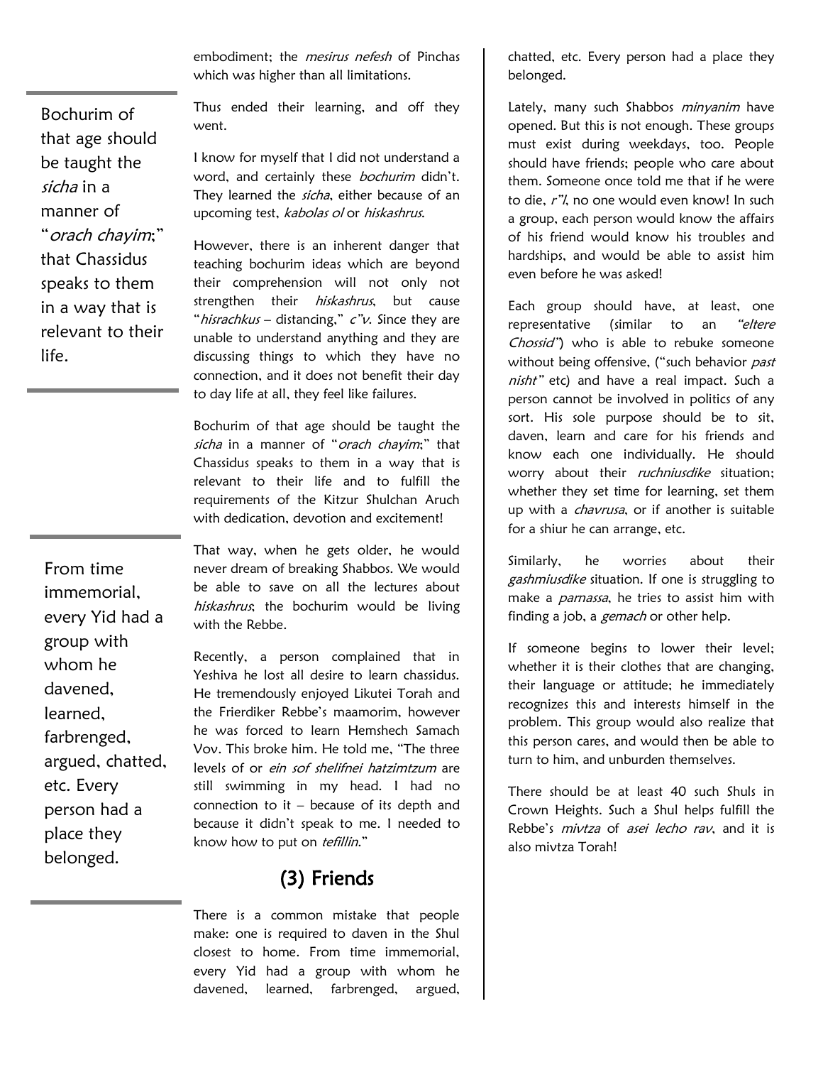embodiment; the *mesirus nefesh* of Pinchas which was higher than all limitations.

Thus ended their learning, and off they went.

I know for myself that I did not understand a word, and certainly these *bochurim* didn't. They learned the *sicha*, either because of an upcoming test, *kabolas ol* or *hiskashrus*.

However, there is an inherent danger that teaching bochurim ideas which are beyond their comprehension will not only not strengthen their *hiskashrus*, but cause "*hisrachkus* – distancing," *c"v*. Since they are unable to understand anything and they are discussing things to which they have no connection, and it does not benefit their day to day life at all, they feel like failures.

Bochurim of that age should be taught the *sicha* in a manner of "*orach chayim*;" that Chassidus speaks to them in a way that is relevant to their life and to fulfill the requirements of the Kitzur Shulchan Aruch with dedication, devotion and excitement!

That way, when he gets older, he would never dream of breaking Shabbos. We would be able to save on all the lectures about *hiskashrus*; the bochurim would be living with the Rebbe.

Recently, a person complained that in Yeshiva he lost all desire to learn chassidus. He tremendously enjoyed Likutei Torah and the Frierdiker Rebbe's maamorim, however he was forced to learn Hemshech Samach Vov. This broke him. He told me, "The three levels of or *ein sof shelifnei hatzimtzum* are still swimming in my head. I had no connection to it – because of its depth and because it didn't speak to me. I needed to know how to put on *tefillin*."

## (3) Friends

There is a common mistake that people make: one is required to daven in the Shul closest to home. From time immemorial, every Yid had a group with whom he davened, learned, farbrenged, argued, chatted, etc. Every person had a place they belonged.

Lately, many such Shabbos *minyanim* have opened. But this is not enough. These groups must exist during weekdays, too. People should have friends; people who care about them. Someone once told me that if he were to die, *r"l*, no one would even know! In such a group, each person would know the affairs of his friend would know his troubles and hardships, and would be able to assist him even before he was asked!

Each group should have, at least, one representative (similar to an *"eltere Chossid"*) who is able to rebuke someone without being offensive, ("such behavior *past nisht"* etc) and have a real impact. Such a person cannot be involved in politics of any sort. His sole purpose should be to sit, daven, learn and care for his friends and know each one individually. He should worry about their *ruchniusdike* situation; whether they set time for learning, set them up with a *chavrusa*, or if another is suitable for a shiur he can arrange, etc.

Similarly, he worries about their *gashmiusdike* situation. If one is struggling to make a *parnassa*, he tries to assist him with finding a job, a *gemach* or other help.

If someone begins to lower their level; whether it is their clothes that are changing, their language or attitude; he immediately recognizes this and interests himself in the problem. This group would also realize that this person cares, and would then be able to turn to him, and unburden themselves.

There should be at least 40 such Shuls in Crown Heights. Such a Shul helps fulfill the Rebbe's *mivtza* of *asei lecho rav*, and it is also mivtza Torah!